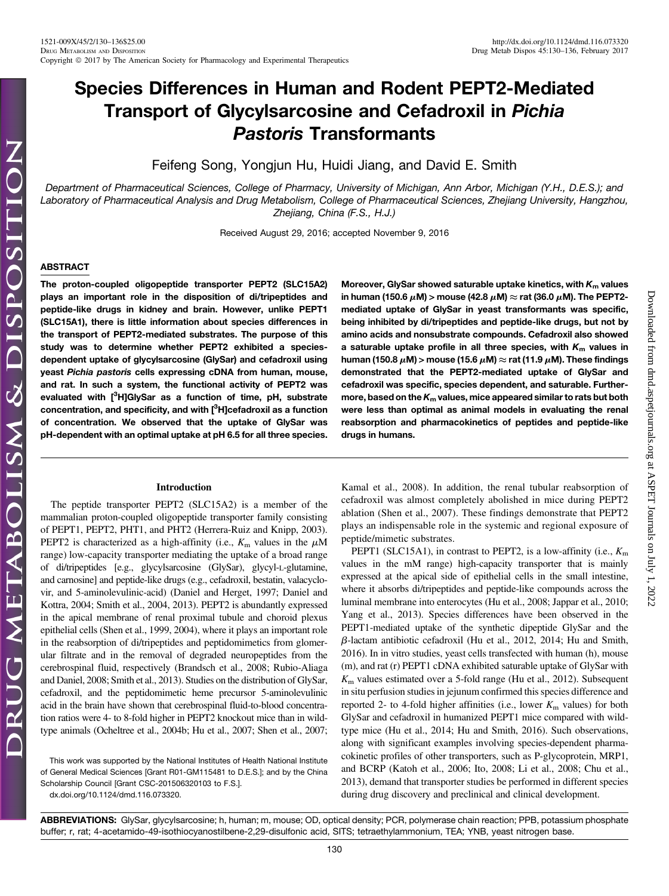# Species Differences in Human and Rodent PEPT2-Mediated Transport of Glycylsarcosine and Cefadroxil in *Pichia Pastoris* Transformants

Feifeng Song, Yongjun Hu, Huidi Jiang, and David E. Smith

*Department of Pharmaceutical Sciences, College of Pharmacy, University of Michigan, Ann Arbor, Michigan (Y.H., D.E.S.); and Laboratory of Pharmaceutical Analysis and Drug Metabolism, College of Pharmaceutical Sciences, Zhejiang University, Hangzhou, Zhejiang, China (F.S., H.J.)*

Received August 29, 2016; accepted November 9, 2016

## ABSTRACT

**The proton-coupled oligopeptide transporter PEPT2 (SLC15A2) plays an important role in the disposition of di/tripeptides and peptide-like drugs in kidney and brain. However, unlike PEPT1 (SLC15A1), there is little information about species differences in the transport of PEPT2-mediated substrates. The purpose of this study was to determine whether PEPT2 exhibited a species-dependent uptake of glycylsarcosine (GlySar) and cefadroxil using yeast *Pichia pastoris* cells expressing cDNA from human, mouse, and rat. In such a system, the functional activity of PEPT2 was evaluated with [$^3$H]GlySar as a function of time, pH, substrate concentration, and specificity, and with [$^3$H]cefadroxil as a function of concentration. We observed that the uptake of GlySar was pH-dependent with an optimal uptake at pH 6.5 for all three species. Moreover, GlySar showed saturable uptake kinetics, with $K_m$ values in human (150.6 $\mu$M) > mouse (42.8 $\mu$M) ≈ rat (36.0 $\mu$M). The PEPT2-mediated uptake of GlySar in yeast transformants was specific, being inhibited by di/tripeptides and peptide-like drugs, but not by amino acids and nonsubstrate compounds. Cefadroxil also showed a saturable uptake profile in all three species, with $K_m$ values in human (150.8 $\mu$M) > mouse (15.6 $\mu$M) ≈ rat (11.9 $\mu$M). These findings demonstrated that the PEPT2-mediated uptake of GlySar and cefadroxil was specific, species dependent, and saturable. Furthermore, based on the $K_m$ values, mice appeared similar to rats but both were less than optimal as animal models in evaluating the renal reabsorption and pharmacokinetics of peptides and peptide-like drugs in humans.**

## Introduction

The peptide transporter PEPT2 (SLC15A2) is a member of the mammalian proton-coupled oligopeptide transporter family consisting of PEPT1, PEPT2, PHT1, and PHT2 (Herrera-Ruiz and Knipp, 2003). PEPT2 is characterized as a high-affinity (i.e., $K_m$ values in the $\mu$M range) low-capacity transporter mediating the uptake of a broad range of di/tripeptides [e.g., glycylsarcosine (GlySar), glycyl-L-glutamine, and carnosine] and peptide-like drugs (e.g., cefadroxil, bestatin, valacyclovir, and 5-aminolevulinic-acid) (Daniel and Herget, 1997; Daniel and Kottra, 2004; Smith et al., 2004, 2013). PEPT2 is abundantly expressed in the apical membrane of renal proximal tubule and choroid plexus epithelial cells (Shen et al., 1999, 2004), where it plays an important role in the reabsorption of di/tripeptides and peptidomimetics from glomerular filtrate and in the removal of degraded neuropeptides from the cerebrospinal fluid, respectively (Brandsch et al., 2008; Rubio-Aliaga and Daniel, 2008; Smith et al., 2013). Studies on the distribution of GlySar, cefadroxil, and the peptidomimetic heme precursor 5-aminolevulinic acid in the brain have shown that cerebrospinal fluid-to-blood concentration ratios were 4- to 8-fold higher in PEPT2 knockout mice than in wild-type animals (Ocheltree et al., 2004b; Hu et al., 2007; Shen et al., 2007; Kamal et al., 2008). In addition, the renal tubular reabsorption of cefadroxil was almost completely abolished in mice during PEPT2 ablation (Shen et al., 2007). These findings demonstrate that PEPT2 plays an indispensable role in the systemic and regional exposure of peptide/mimetic substrates.

PEPT1 (SLC15A1), in contrast to PEPT2, is a low-affinity (i.e., $K_m$ values in the mM range) high-capacity transporter that is mainly expressed at the apical side of epithelial cells in the small intestine, where it absorbs di/tripeptides and peptide-like compounds across the luminal membrane into enterocytes (Hu et al., 2008; Jappar et al., 2010; Yang et al., 2013). Species differences have been observed in the PEPT1-mediated uptake of the synthetic dipeptide GlySar and the $\beta$-lactam antibiotic cefadroxil (Hu et al., 2012, 2014; Hu and Smith, 2016). In in vitro studies, yeast cells transfected with human (h), mouse (m), and rat (r) PEPT1 cDNA exhibited saturable uptake of GlySar with $K_m$ values estimated over a 5-fold range (Hu et al., 2012). Subsequent in situ perfusion studies in jejunum confirmed this species difference and reported 2- to 4-fold higher affinities (i.e., lower $K_m$ values) for both GlySar and cefadroxil in humanized PEPT1 mice compared with wild-type mice (Hu et al., 2014; Hu and Smith, 2016). Such observations, along with significant examples involving species-dependent pharmacokinetic profiles of other transporters, such as P-glycoprotein, MRP1, and BCRP (Katoh et al., 2006; Ito, 2008; Li et al., 2008; Chu et al., 2013), demand that transporter studies be performed in different species during drug discovery and preclinical and clinical development.

This work was supported by the National Institutes of Health National Institute of General Medical Sciences [Grant R01-GM115481 to D.E.S.]; and by the China Scholarship Council [Grant CSC-201506320103 to F.S.].

dx.doi.org/10.1124/dmd.116.073320.

**ABBREVIATIONS:** GlySar, glycylsarcosine; h, human; m, mouse; OD, optical density; PCR, polymerase chain reaction; PPB, potassium phosphate buffer; r, rat; 4-acetamido-4′-isothiocyanostilbene-2,2′-disulfonic acid, SITS; tetraethylammonium, TEA; YNB, yeast nitrogen base.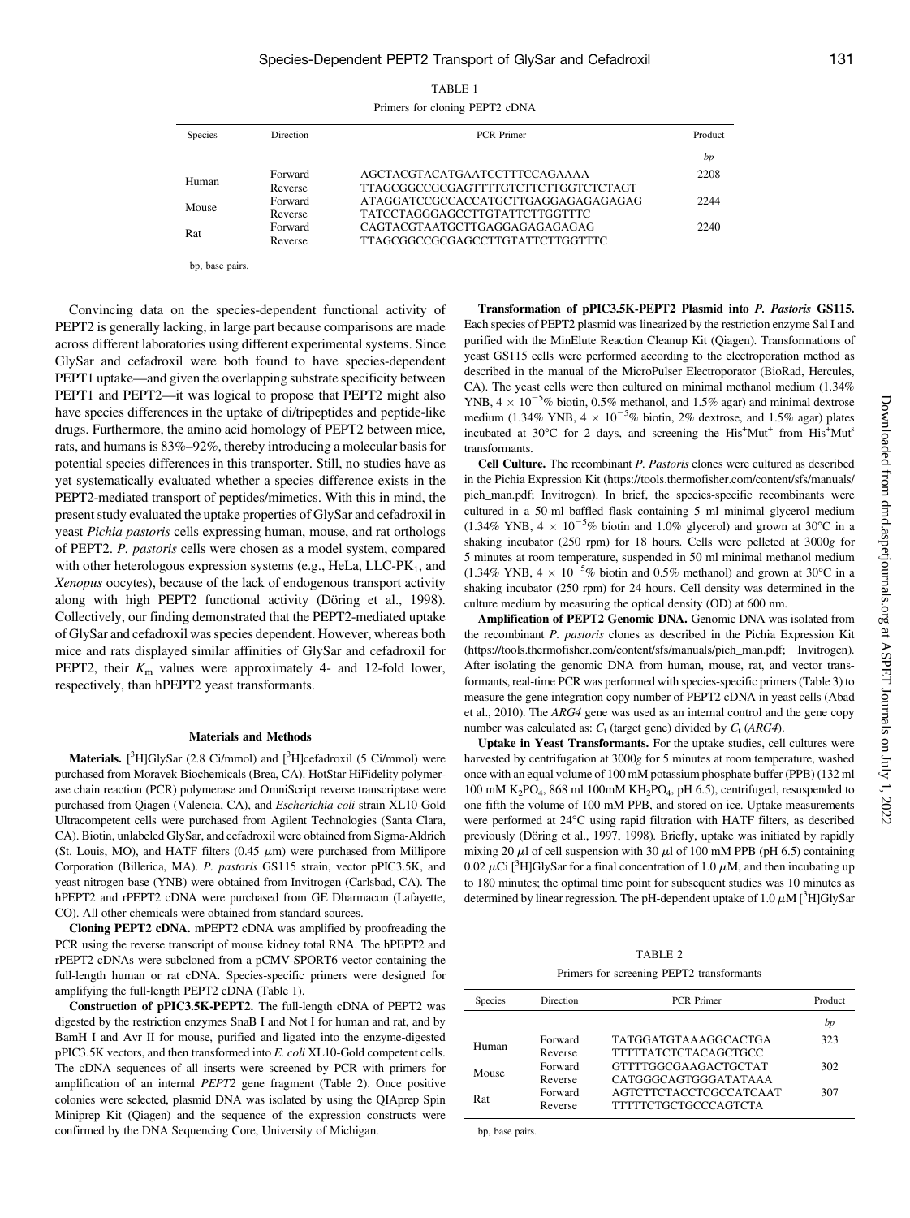TABLE 1

Primers for cloning PEPT2 cDNA

| Species | Direction | PCR Primer | Product |
|---|---|---|---|
| | | | *bp* |
| Human | Forward | AGCTACGTACATGAATCCTTTCCAGAAAA | 2208 |
| | Reverse | TTAGCGGCCGCGAGTTTTGTCTTCTTGGTCTCTAGT | |
| Mouse | Forward | ATAGGATCCGCCACCATGCTTGAGGAGAGAGAGAG | 2244 |
| | Reverse | TATCCTAGGGAGCCTTGTATTCTTGGTTTC | |
| Rat | Forward | CAGTACGTAATGCTTGAGGAGAGAGAGAG | 2240 |
| | Reverse | TTAGCGGCCGCGAGCCTTGTATTCTTGGTTTC | |

bp, base pairs.

Convincing data on the species-dependent functional activity of PEPT2 is generally lacking, in large part because comparisons are made across different laboratories using different experimental systems. Since GlySar and cefadroxil were both found to have species-dependent PEPT1 uptake—and given the overlapping substrate specificity between PEPT1 and PEPT2—it was logical to propose that PEPT2 might also have species differences in the uptake of di/tripeptides and peptide-like drugs. Furthermore, the amino acid homology of PEPT2 between mice, rats, and humans is 83%–92%, thereby introducing a molecular basis for potential species differences in this transporter. Still, no studies have as yet systematically evaluated whether a species difference exists in the PEPT2-mediated transport of peptides/mimetics. With this in mind, the present study evaluated the uptake properties of GlySar and cefadroxil in yeast *Pichia pastoris* cells expressing human, mouse, and rat orthologs of PEPT2. *P. pastoris* cells were chosen as a model system, compared with other heterologous expression systems (e.g., HeLa, LLC-PK$_1$, and *Xenopus* oocytes), because of the lack of endogenous transport activity along with high PEPT2 functional activity (Döring et al., 1998). Collectively, our finding demonstrated that the PEPT2-mediated uptake of GlySar and cefadroxil was species dependent. However, whereas both mice and rats displayed similar affinities of GlySar and cefadroxil for PEPT2, their $K_m$ values were approximately 4- and 12-fold lower, respectively, than hPEPT2 yeast transformants.

## Materials and Methods

**Materials.** [$^3$H]GlySar (2.8 Ci/mmol) and [$^3$H]cefadroxil (5 Ci/mmol) were purchased from Moravek Biochemicals (Brea, CA). HotStar HiFidelity polymerase chain reaction (PCR) polymerase and OmniScript reverse transcriptase were purchased from Qiagen (Valencia, CA), and *Escherichia coli* strain XL10-Gold Ultracompetent cells were purchased from Agilent Technologies (Santa Clara, CA). Biotin, unlabeled GlySar, and cefadroxil were obtained from Sigma-Aldrich (St. Louis, MO), and HATF filters (0.45 $\mu$m) were purchased from Millipore Corporation (Billerica, MA). *P. pastoris* GS115 strain, vector pPIC3.5K, and yeast nitrogen base (YNB) were obtained from Invitrogen (Carlsbad, CA). The hPEPT2 and rPEPT2 cDNA were purchased from GE Dharmacon (Lafayette, CO). All other chemicals were obtained from standard sources.

**Cloning PEPT2 cDNA.** mPEPT2 cDNA was amplified by proofreading the PCR using the reverse transcript of mouse kidney total RNA. The hPEPT2 and rPEPT2 cDNAs were subcloned from a pCMV-SPORT6 vector containing the full-length human or rat cDNA. Species-specific primers were designed for amplifying the full-length PEPT2 cDNA (Table 1).

**Construction of pPIC3.5K-PEPT2.** The full-length cDNA of PEPT2 was digested by the restriction enzymes SnaB I and Not I for human and rat, and by BamH I and Avr II for mouse, purified and ligated into the enzyme-digested pPIC3.5K vectors, and then transformed into *E. coli* XL10-Gold competent cells. The cDNA sequences of all inserts were screened by PCR with primers for amplification of an internal *PEPT2* gene fragment (Table 2). Once positive colonies were selected, plasmid DNA was isolated by using the QIAprep Spin Miniprep Kit (Qiagen) and the sequence of the expression constructs were confirmed by the DNA Sequencing Core, University of Michigan.

**Transformation of pPIC3.5K-PEPT2 Plasmid into *P. Pastoris* GS115.** Each species of PEPT2 plasmid was linearized by the restriction enzyme Sal I and purified with the MinElute Reaction Cleanup Kit (Qiagen). Transformations of yeast GS115 cells were performed according to the electroporation method as described in the manual of the MicroPulser Electroporator (BioRad, Hercules, CA). The yeast cells were then cultured on minimal methanol medium (1.34% YNB, $4 \times 10^{-5}$% biotin, 0.5% methanol, and 1.5% agar) and minimal dextrose medium (1.34% YNB, $4 \times 10^{-5}$% biotin, 2% dextrose, and 1.5% agar) plates incubated at 30°C for 2 days, and screening the His$^+$Mut$^+$ from His$^+$Mut$^s$ transformants.

**Cell Culture.** The recombinant *P. Pastoris* clones were cultured as described in the Pichia Expression Kit (https://tools.thermofisher.com/content/sfs/manuals/pich_man.pdf; Invitrogen). In brief, the species-specific recombinants were cultured in a 50-ml baffled flask containing 5 ml minimal glycerol medium (1.34% YNB, $4 \times 10^{-5}$% biotin and 1.0% glycerol) and grown at 30°C in a shaking incubator (250 rpm) for 18 hours. Cells were pelleted at 3000*g* for 5 minutes at room temperature, suspended in 50 ml minimal methanol medium (1.34% YNB, $4 \times 10^{-5}$% biotin and 0.5% methanol) and grown at 30°C in a shaking incubator (250 rpm) for 24 hours. Cell density was determined in the culture medium by measuring the optical density (OD) at 600 nm.

**Amplification of PEPT2 Genomic DNA.** Genomic DNA was isolated from the recombinant *P. pastoris* clones as described in the Pichia Expression Kit (https://tools.thermofisher.com/content/sfs/manuals/pich_man.pdf; Invitrogen). After isolating the genomic DNA from human, mouse, rat, and vector transformants, real-time PCR was performed with species-specific primers (Table 3) to measure the gene integration copy number of PEPT2 cDNA in yeast cells (Abad et al., 2010). The *ARG4* gene was used as an internal control and the gene copy number was calculated as: $C_t$ (target gene) divided by $C_t$ (*ARG4*).

**Uptake in Yeast Transformants.** For the uptake studies, cell cultures were harvested by centrifugation at 3000*g* for 5 minutes at room temperature, washed once with an equal volume of 100 mM potassium phosphate buffer (PPB) (132 ml 100 mM $K_2PO_4$, 868 ml 100mM $KH_2PO_4$, pH 6.5), centrifuged, resuspended to one-fifth the volume of 100 mM PPB, and stored on ice. Uptake measurements were performed at 24°C using rapid filtration with HATF filters, as described previously (Döring et al., 1997, 1998). Briefly, uptake was initiated by rapidly mixing 20 $\mu$l of cell suspension with 30 $\mu$l of 100 mM PPB (pH 6.5) containing 0.02 $\mu$Ci [$^3$H]GlySar for a final concentration of 1.0 $\mu$M, and then incubating up to 180 minutes; the optimal time point for subsequent studies was 10 minutes as determined by linear regression. The pH-dependent uptake of 1.0 $\mu$M [$^3$H]GlySar

TABLE 2

Primers for screening PEPT2 transformants

| Species | Direction | PCR Primer | Product |
|---|---|---|---|
| | | | *bp* |
| Human | Forward | TATGGATGTAAAGGCACTGA | 323 |
| | Reverse | TTTTTATCTCTACAGCTGCC | |
| Mouse | Forward | GTTTTGGCGAAGACTGCTAT | 302 |
| | Reverse | CATGGGCAGTGGGATATAAA | |
| Rat | Forward | AGTCTTCTACCTCGCCATCAAT | 307 |
| | Reverse | TTTTTCTGCTGCCCAGTCTA | |

bp, base pairs.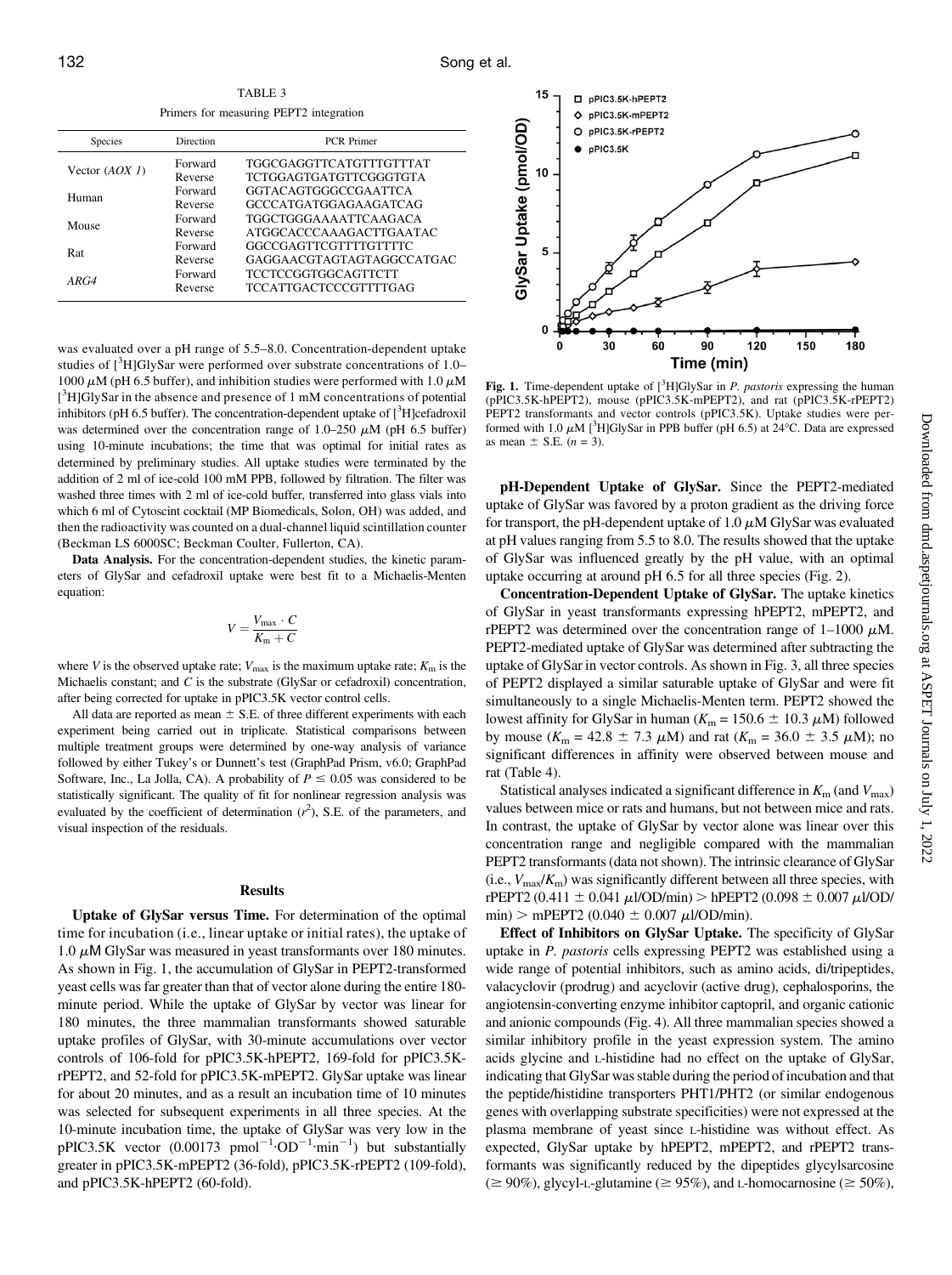TABLE 3

Primers for measuring PEPT2 integration

| Species | Direction | PCR Primer |
|---|---|---|
| Vector (*AOX 1*) | Forward | TGGCGAGGTTCATGTTTGTTTAT |
| | Reverse | TCTGGAGTGATGTTCGGGTGTA |
| Human | Forward | GGTACAGTGGGCCGAATTCA |
| | Reverse | GCCCATGATGGAGAAGATCAG |
| Mouse | Forward | TGGCTGGGAAAATTCAAGACA |
| | Reverse | ATGGCACCCAAAGACTTGAATAC |
| Rat | Forward | GGCCGAGTTCGTTTTGTTTTC |
| | Reverse | GAGGAACGTAGTAGTAGGCCATGAC |
| *ARG4* | Forward | TCCTCCGGTGGCAGTTCTT |
| | Reverse | TCCATTGACTCCCGTTTTGAG |

was evaluated over a pH range of 5.5–8.0. Concentration-dependent uptake studies of [$^3$H]GlySar were performed over substrate concentrations of 1.0–1000 $\mu$M (pH 6.5 buffer), and inhibition studies were performed with 1.0 $\mu$M [$^3$H]GlySar in the absence and presence of 1 mM concentrations of potential inhibitors (pH 6.5 buffer). The concentration-dependent uptake of [$^3$H]cefadroxil was determined over the concentration range of 1.0–250 $\mu$M (pH 6.5 buffer) using 10-minute incubations; the time that was optimal for initial rates as determined by preliminary studies. All uptake studies were terminated by the addition of 2 ml of ice-cold 100 mM PPB, followed by filtration. The filter was washed three times with 2 ml of ice-cold buffer, transferred into glass vials into which 6 ml of Cytoscint cocktail (MP Biomedicals, Solon, OH) was added, and then the radioactivity was counted on a dual-channel liquid scintillation counter (Beckman LS 6000SC; Beckman Coulter, Fullerton, CA).

**Data Analysis.** For the concentration-dependent studies, the kinetic parameters of GlySar and cefadroxil uptake were best fit to a Michaelis-Menten equation:

$$V = \frac{V_{max} \cdot C}{K_m + C}$$

where $V$ is the observed uptake rate; $V_{max}$ is the maximum uptake rate; $K_m$ is the Michaelis constant; and $C$ is the substrate (GlySar or cefadroxil) concentration, after being corrected for uptake in pPIC3.5K vector control cells.

All data are reported as mean ± S.E. of three different experiments with each experiment being carried out in triplicate. Statistical comparisons between multiple treatment groups were determined by one-way analysis of variance followed by either Tukey's or Dunnett's test (GraphPad Prism, v6.0; GraphPad Software, Inc., La Jolla, CA). A probability of $P \leq 0.05$ was considered to be statistically significant. The quality of fit for nonlinear regression analysis was evaluated by the coefficient of determination ($r^2$), S.E. of the parameters, and visual inspection of the residuals.

## Results

**Uptake of GlySar versus Time.** For determination of the optimal time for incubation (i.e., linear uptake or initial rates), the uptake of 1.0 $\mu$M GlySar was measured in yeast transformants over 180 minutes. As shown in Fig. 1, the accumulation of GlySar in PEPT2-transformed yeast cells was far greater than that of vector alone during the entire 180-minute period. While the uptake of GlySar by vector was linear for 180 minutes, the three mammalian transformants showed saturable uptake profiles of GlySar, with 30-minute accumulations over vector controls of 106-fold for pPIC3.5K-hPEPT2, 169-fold for pPIC3.5K-rPEPT2, and 52-fold for pPIC3.5K-mPEPT2. GlySar uptake was linear for about 20 minutes, and as a result an incubation time of 10 minutes was selected for subsequent experiments in all three species. At the 10-minute incubation time, the uptake of GlySar was very low in the pPIC3.5K vector (0.00173 pmol$^{-1}$·OD$^{-1}$·min$^{-1}$) but substantially greater in pPIC3.5K-mPEPT2 (36-fold), pPIC3.5K-rPEPT2 (109-fold), and pPIC3.5K-hPEPT2 (60-fold).

**Fig. 1.** Time-dependent uptake of [$^3$H]GlySar in *P. pastoris* expressing the human (pPIC3.5K-hPEPT2), mouse (pPIC3.5K-mPEPT2), and rat (pPIC3.5K-rPEPT2) PEPT2 transformants and vector controls (pPIC3.5K). Uptake studies were performed with 1.0 $\mu$M [$^3$H]GlySar in PPB buffer (pH 6.5) at 24°C. Data are expressed as mean ± S.E. ($n$ = 3).

**pH-Dependent Uptake of GlySar.** Since the PEPT2-mediated uptake of GlySar was favored by a proton gradient as the driving force for transport, the pH-dependent uptake of 1.0 $\mu$M GlySar was evaluated at pH values ranging from 5.5 to 8.0. The results showed that the uptake of GlySar was influenced greatly by the pH value, with an optimal uptake occurring at around pH 6.5 for all three species (Fig. 2).

**Concentration-Dependent Uptake of GlySar.** The uptake kinetics of GlySar in yeast transformants expressing hPEPT2, mPEPT2, and rPEPT2 was determined over the concentration range of 1–1000 $\mu$M. PEPT2-mediated uptake of GlySar was determined after subtracting the uptake of GlySar in vector controls. As shown in Fig. 3, all three species of PEPT2 displayed a similar saturable uptake of GlySar and were fit simultaneously to a single Michaelis-Menten term. PEPT2 showed the lowest affinity for GlySar in human ($K_m$ = 150.6 ± 10.3 $\mu$M) followed by mouse ($K_m$ = 42.8 ± 7.3 $\mu$M) and rat ($K_m$ = 36.0 ± 3.5 $\mu$M); no significant differences in affinity were observed between mouse and rat (Table 4).

Statistical analyses indicated a significant difference in $K_m$ (and $V_{max}$) values between mice or rats and humans, but not between mice and rats. In contrast, the uptake of GlySar by vector alone was linear over this concentration range and negligible compared with the mammalian PEPT2 transformants (data not shown). The intrinsic clearance of GlySar (i.e., $V_{max}/K_m$) was significantly different between all three species, with rPEPT2 (0.411 ± 0.041 $\mu$l/OD/min) > hPEPT2 (0.098 ± 0.007 $\mu$l/OD/min) > mPEPT2 (0.040 ± 0.007 $\mu$l/OD/min).

**Effect of Inhibitors on GlySar Uptake.** The specificity of GlySar uptake in *P. pastoris* cells expressing PEPT2 was established using a wide range of potential inhibitors, such as amino acids, di/tripeptides, valacyclovir (prodrug) and acyclovir (active drug), cephalosporins, the angiotensin-converting enzyme inhibitor captopril, and organic cationic and anionic compounds (Fig. 4). All three mammalian species showed a similar inhibitory profile in the yeast expression system. The amino acids glycine and L-histidine had no effect on the uptake of GlySar, indicating that GlySar was stable during the period of incubation and that the peptide/histidine transporters PHT1/PHT2 (or similar endogenous genes with overlapping substrate specificities) were not expressed at the plasma membrane of yeast since L-histidine was without effect. As expected, GlySar uptake by hPEPT2, mPEPT2, and rPEPT2 transformants was significantly reduced by the dipeptides glycylsarcosine (≥ 90%), glycyl-L-glutamine (≥ 95%), and L-homocarnosine (≥ 50%),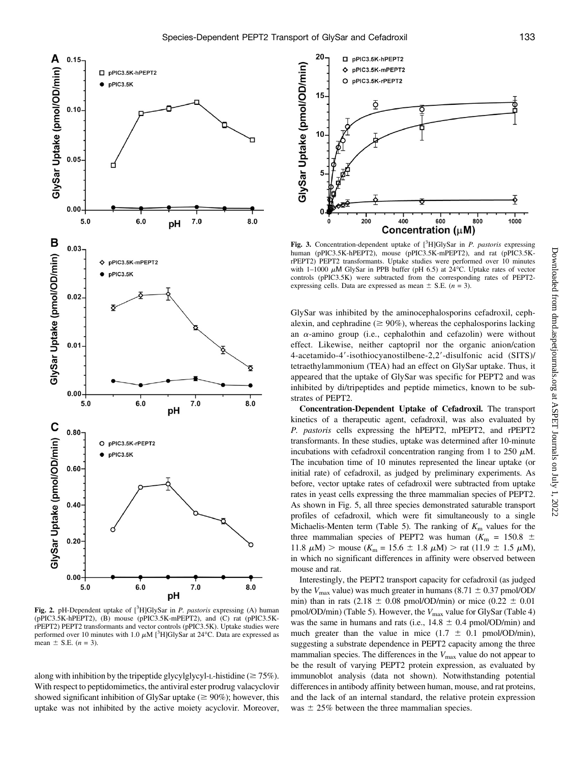**Fig. 2.** pH-Dependent uptake of [$^3$H]GlySar in *P. pastoris* expressing (A) human (pPIC3.5K-hPEPT2), (B) mouse (pPIC3.5K-mPEPT2), and (C) rat (pPIC3.5K-rPEPT2) PEPT2 transformants and vector controls (pPIC3.5K). Uptake studies were performed over 10 minutes with 1.0 $\mu$M [$^3$H]GlySar at 24°C. Data are expressed as mean ± S.E. ($n$ = 3).

along with inhibition by the tripeptide glycylglycyl-L-histidine (≥ 75%). With respect to peptidomimetics, the antiviral ester prodrug valacyclovir showed significant inhibition of GlySar uptake (≥ 90%); however, this uptake was not inhibited by the active moiety acyclovir. Moreover,

**Fig. 3.** Concentration-dependent uptake of [$^3$H]GlySar in *P. pastoris* expressing human (pPIC3.5K-hPEPT2), mouse (pPIC3.5K-mPEPT2), and rat (pPIC3.5K-rPEPT2) PEPT2 transformants. Uptake studies were performed over 10 minutes with 1–1000 $\mu$M GlySar in PPB buffer (pH 6.5) at 24°C. Uptake rates of vector controls (pPIC3.5K) were subtracted from the corresponding rates of PEPT2-expressing cells. Data are expressed as mean ± S.E. ($n$ = 3).

GlySar was inhibited by the aminocephalosporins cefadroxil, cephalexin, and cephradine (≥ 90%), whereas the cephalosporins lacking an $\alpha$-amino group (i.e., cephalothin and cefazolin) were without effect. Likewise, neither captopril nor the organic anion/cation 4-acetamido-4′-isothiocyanostilbene-2,2′-disulfonic acid (SITS)/tetraethylammonium (TEA) had an effect on GlySar uptake. Thus, it appeared that the uptake of GlySar was specific for PEPT2 and was inhibited by di/tripeptides and peptide mimetics, known to be substrates of PEPT2.

**Concentration-Dependent Uptake of Cefadroxil.** The transport kinetics of a therapeutic agent, cefadroxil, was also evaluated by *P. pastoris* cells expressing the hPEPT2, mPEPT2, and rPEPT2 transformants. In these studies, uptake was determined after 10-minute incubations with cefadroxil concentration ranging from 1 to 250 $\mu$M. The incubation time of 10 minutes represented the linear uptake (or initial rate) of cefadroxil, as judged by preliminary experiments. As before, vector uptake rates of cefadroxil were subtracted from uptake rates in yeast cells expressing the three mammalian species of PEPT2. As shown in Fig. 5, all three species demonstrated saturable transport profiles of cefadroxil, which were fit simultaneously to a single Michaelis-Menten term (Table 5). The ranking of $K_m$ values for the three mammalian species of PEPT2 was human ($K_m$ = 150.8 ± 11.8 $\mu$M) > mouse ($K_m$ = 15.6 ± 1.8 $\mu$M) > rat (11.9 ± 1.5 $\mu$M), in which no significant differences in affinity were observed between mouse and rat.

Interestingly, the PEPT2 transport capacity for cefadroxil (as judged by the $V_{max}$ value) was much greater in humans (8.71 ± 0.37 pmol/OD/min) than in rats (2.18 ± 0.08 pmol/OD/min) or mice (0.22 ± 0.01 pmol/OD/min) (Table 5). However, the $V_{max}$ value for GlySar (Table 4) was the same in humans and rats (i.e., 14.8 ± 0.4 pmol/OD/min) and much greater than the value in mice (1.7 ± 0.1 pmol/OD/min), suggesting a substrate dependence in PEPT2 capacity among the three mammalian species. The differences in the $V_{max}$ value do not appear to be the result of varying PEPT2 protein expression, as evaluated by immunoblot analysis (data not shown). Notwithstanding potential differences in antibody affinity between human, mouse, and rat proteins, and the lack of an internal standard, the relative protein expression was ± 25% between the three mammalian species.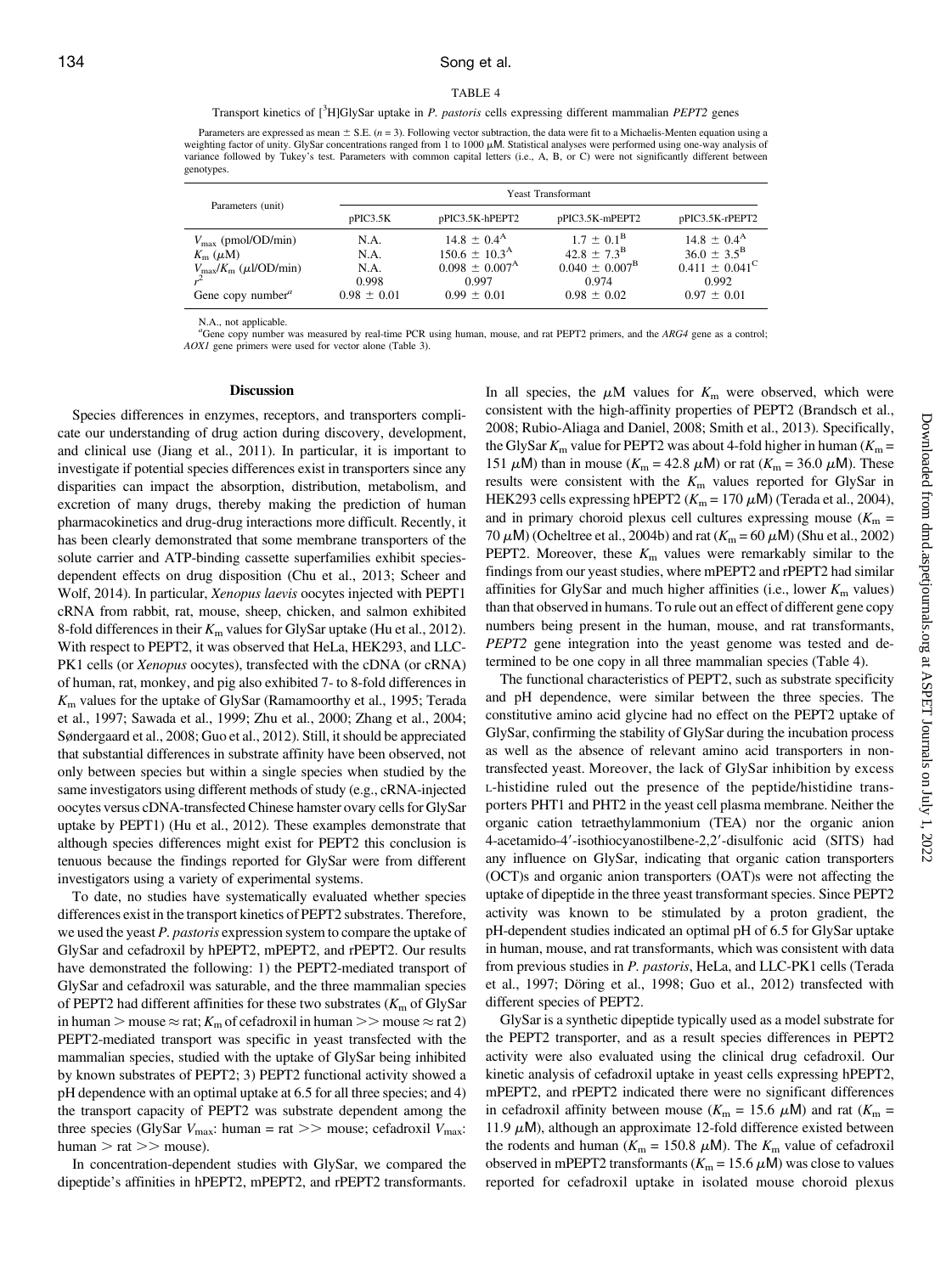TABLE 4

Transport kinetics of [$^{3}$H]GlySar uptake in *P. pastoris* cells expressing different mammalian *PEPT2* genes

Parameters are expressed as mean ± S.E. ($n$ = 3). Following vector subtraction, the data were fit to a Michaelis-Menten equation using a weighting factor of unity. GlySar concentrations ranged from 1 to 1000 μM. Statistical analyses were performed using one-way analysis of variance followed by Tukey's test. Parameters with common capital letters (i.e., A, B, or C) were not significantly different between genotypes.

| Parameters (unit) | Yeast Transformant | | | |
|---|---|---|---|---|
| | pPIC3.5K | pPIC3.5K-hPEPT2 | pPIC3.5K-mPEPT2 | pPIC3.5K-rPEPT2 |
| $V_{max}$ (pmol/OD/min) | N.A. | 14.8 ± 0.4[A] | 1.7 ± 0.1[B] | 14.8 ± 0.4[A] |
| $K_m$ (μM) | N.A. | 150.6 ± 10.3[A] | 42.8 ± 7.3[B] | 36.0 ± 3.5[B] |
| $V_{max}/K_m$ (μl/OD/min) | N.A. | 0.098 ± 0.007[A] | 0.040 ± 0.007[B] | 0.411 ± 0.041[C] |
| $r^2$ | 0.998 | 0.997 | 0.974 | 0.992 |
| Gene copy number[a] | 0.98 ± 0.01 | 0.99 ± 0.01 | 0.98 ± 0.02 | 0.97 ± 0.01 |

N.A., not applicable.

[a]Gene copy number was measured by real-time PCR using human, mouse, and rat PEPT2 primers, and the *ARG4* gene as a control; *AOX1* gene primers were used for vector alone (Table 3).

## Discussion

Species differences in enzymes, receptors, and transporters complicate our understanding of drug action during discovery, development, and clinical use (Jiang et al., 2011). In particular, it is important to investigate if potential species differences exist in transporters since any disparities can impact the absorption, distribution, metabolism, and excretion of many drugs, thereby making the prediction of human pharmacokinetics and drug-drug interactions more difficult. Recently, it has been clearly demonstrated that some membrane transporters of the solute carrier and ATP-binding cassette superfamilies exhibit species-dependent effects on drug disposition (Chu et al., 2013; Scheer and Wolf, 2014). In particular, *Xenopus laevis* oocytes injected with PEPT1 cRNA from rabbit, rat, mouse, sheep, chicken, and salmon exhibited 8-fold differences in their $K_m$ values for GlySar uptake (Hu et al., 2012). With respect to PEPT2, it was observed that HeLa, HEK293, and LLC-PK1 cells (or *Xenopus* oocytes), transfected with the cDNA (or cRNA) of human, rat, monkey, and pig also exhibited 7- to 8-fold differences in $K_m$ values for the uptake of GlySar (Ramamoorthy et al., 1995; Terada et al., 1997; Sawada et al., 1999; Zhu et al., 2000; Zhang et al., 2004; Søndergaard et al., 2008; Guo et al., 2012). Still, it should be appreciated that substantial differences in substrate affinity have been observed, not only between species but within a single species when studied by the same investigators using different methods of study (e.g., cRNA-injected oocytes versus cDNA-transfected Chinese hamster ovary cells for GlySar uptake by PEPT1) (Hu et al., 2012). These examples demonstrate that although species differences might exist for PEPT2 this conclusion is tenuous because the findings reported for GlySar were from different investigators using a variety of experimental systems.

To date, no studies have systematically evaluated whether species differences exist in the transport kinetics of PEPT2 substrates. Therefore, we used the yeast *P. pastoris* expression system to compare the uptake of GlySar and cefadroxil by hPEPT2, mPEPT2, and rPEPT2. Our results have demonstrated the following: 1) the PEPT2-mediated transport of GlySar and cefadroxil was saturable, and the three mammalian species of PEPT2 had different affinities for these two substrates ($K_m$ of GlySar in human > mouse ≈ rat; $K_m$ of cefadroxil in human >> mouse ≈ rat 2) PEPT2-mediated transport was specific in yeast transfected with the mammalian species, studied with the uptake of GlySar being inhibited by known substrates of PEPT2; 3) PEPT2 functional activity showed a pH dependence with an optimal uptake at 6.5 for all three species; and 4) the transport capacity of PEPT2 was substrate dependent among the three species (GlySar $V_{max}$: human = rat >> mouse; cefadroxil $V_{max}$: human > rat >> mouse).

In concentration-dependent studies with GlySar, we compared the dipeptide's affinities in hPEPT2, mPEPT2, and rPEPT2 transformants. In all species, the μM values for $K_m$ were observed, which were consistent with the high-affinity properties of PEPT2 (Brandsch et al., 2008; Rubio-Aliaga and Daniel, 2008; Smith et al., 2013). Specifically, the GlySar $K_m$ value for PEPT2 was about 4-fold higher in human ($K_m$ = 151 μM) than in mouse ($K_m$ = 42.8 μM) or rat ($K_m$ = 36.0 μM). These results were consistent with the $K_m$ values reported for GlySar in HEK293 cells expressing hPEPT2 ($K_m$ = 170 μM) (Terada et al., 2004), and in primary choroid plexus cell cultures expressing mouse ($K_m$ = 70 μM) (Ocheltree et al., 2004b) and rat ($K_m$ = 60 μM) (Shu et al., 2002) PEPT2. Moreover, these $K_m$ values were remarkably similar to the findings from our yeast studies, where mPEPT2 and rPEPT2 had similar affinities for GlySar and much higher affinities (i.e., lower $K_m$ values) than that observed in humans. To rule out an effect of different gene copy numbers being present in the human, mouse, and rat transformants, *PEPT2* gene integration into the yeast genome was tested and determined to be one copy in all three mammalian species (Table 4).

The functional characteristics of PEPT2, such as substrate specificity and pH dependence, were similar between the three species. The constitutive amino acid glycine had no effect on the PEPT2 uptake of GlySar, confirming the stability of GlySar during the incubation process as well as the absence of relevant amino acid transporters in nontransfected yeast. Moreover, the lack of GlySar inhibition by excess L-histidine ruled out the presence of the peptide/histidine transporters PHT1 and PHT2 in the yeast cell plasma membrane. Neither the organic cation tetraethylammonium (TEA) nor the organic anion 4-acetamido-4′-isothiocyanostilbene-2,2′-disulfonic acid (SITS) had any influence on GlySar, indicating that organic cation transporters (OCT)s and organic anion transporters (OAT)s were not affecting the uptake of dipeptide in the three yeast transformant species. Since PEPT2 activity was known to be stimulated by a proton gradient, the pH-dependent studies indicated an optimal pH of 6.5 for GlySar uptake in human, mouse, and rat transformants, which was consistent with data from previous studies in *P. pastoris*, HeLa, and LLC-PK1 cells (Terada et al., 1997; Döring et al., 1998; Guo et al., 2012) transfected with different species of PEPT2.

GlySar is a synthetic dipeptide typically used as a model substrate for the PEPT2 transporter, and as a result species differences in PEPT2 activity were also evaluated using the clinical drug cefadroxil. Our kinetic analysis of cefadroxil uptake in yeast cells expressing hPEPT2, mPEPT2, and rPEPT2 indicated there were no significant differences in cefadroxil affinity between mouse ($K_m$ = 15.6 μM) and rat ($K_m$ = 11.9 μM), although an approximate 12-fold difference existed between the rodents and human ($K_m$ = 150.8 μM). The $K_m$ value of cefadroxil observed in mPEPT2 transformants ($K_m$ = 15.6 μM) was close to values reported for cefadroxil uptake in isolated mouse choroid plexus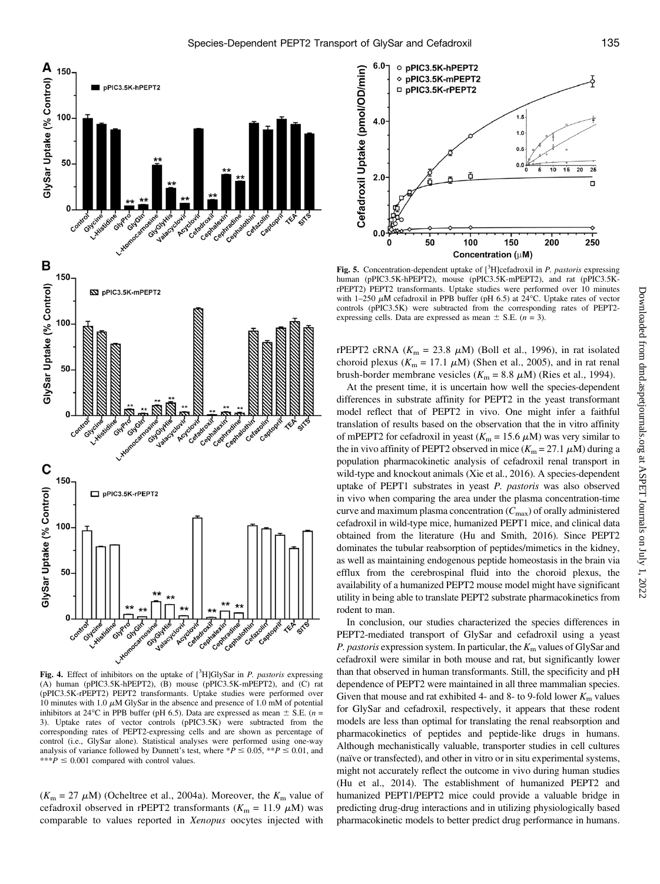**Fig. 4.** Effect of inhibitors on the uptake of [$^3$H]GlySar in *P. pastoris* expressing (A) human (pPIC3.5K-hPEPT2), (B) mouse (pPIC3.5K-mPEPT2), and (C) rat (pPIC3.5K-rPEPT2) PEPT2 transformants. Uptake studies were performed over 10 minutes with 1.0 $\mu$M GlySar in the absence and presence of 1.0 mM of potential inhibitors at 24°C in PPB buffer (pH 6.5). Data are expressed as mean ± S.E. ($n$ = 3). Uptake rates of vector controls (pPIC3.5K) were subtracted from the corresponding rates of PEPT2-expressing cells and are shown as percentage of control (i.e., GlySar alone). Statistical analyses were performed using one-way analysis of variance followed by Dunnett's test, where *$P \leq 0.05$, **$P \leq 0.01$, and ***$P \leq 0.001$ compared with control values.

**Fig. 5.** Concentration-dependent uptake of [$^3$H]cefadroxil in *P. pastoris* expressing human (pPIC3.5K-hPEPT2), mouse (pPIC3.5K-mPEPT2), and rat (pPIC3.5K-rPEPT2) PEPT2 transformants. Uptake studies were performed over 10 minutes with 1–250 $\mu$M cefadroxil in PPB buffer (pH 6.5) at 24°C. Uptake rates of vector controls (pPIC3.5K) were subtracted from the corresponding rates of PEPT2-expressing cells. Data are expressed as mean ± S.E. ($n$ = 3).

($K_m$ = 27 $\mu$M) (Ocheltree et al., 2004a). Moreover, the $K_m$ value of cefadroxil observed in rPEPT2 transformants ($K_m$ = 11.9 $\mu$M) was comparable to values reported in *Xenopus* oocytes injected with rPEPT2 cRNA ($K_m$ = 23.8 $\mu$M) (Boll et al., 1996), in rat isolated choroid plexus ($K_m$ = 17.1 $\mu$M) (Shen et al., 2005), and in rat renal brush-border membrane vesicles ($K_m$ = 8.8 $\mu$M) (Ries et al., 1994).

At the present time, it is uncertain how well the species-dependent differences in substrate affinity for PEPT2 in the yeast transformant model reflect that of PEPT2 in vivo. One might infer a faithful translation of results based on the observation that the in vitro affinity of mPEPT2 for cefadroxil in yeast ($K_m$ = 15.6 $\mu$M) was very similar to the in vivo affinity of PEPT2 observed in mice ($K_m$ = 27.1 $\mu$M) during a population pharmacokinetic analysis of cefadroxil renal transport in wild-type and knockout animals (Xie et al., 2016). A species-dependent uptake of PEPT1 substrates in yeast *P. pastoris* was also observed in vivo when comparing the area under the plasma concentration-time curve and maximum plasma concentration ($C_{max}$) of orally administered cefadroxil in wild-type mice, humanized PEPT1 mice, and clinical data obtained from the literature (Hu and Smith, 2016). Since PEPT2 dominates the tubular reabsorption of peptides/mimetics in the kidney, as well as maintaining endogenous peptide homeostasis in the brain via efflux from the cerebrospinal fluid into the choroid plexus, the availability of a humanized PEPT2 mouse model might have significant utility in being able to translate PEPT2 substrate pharmacokinetics from rodent to man.

In conclusion, our studies characterized the species differences in PEPT2-mediated transport of GlySar and cefadroxil using a yeast *P. pastoris* expression system. In particular, the $K_m$ values of GlySar and cefadroxil were similar in both mouse and rat, but significantly lower than that observed in human transformants. Still, the specificity and pH dependence of PEPT2 were maintained in all three mammalian species. Given that mouse and rat exhibited 4- and 8- to 9-fold lower $K_m$ values for GlySar and cefadroxil, respectively, it appears that these rodent models are less than optimal for translating the renal reabsorption and pharmacokinetics of peptides and peptide-like drugs in humans. Although mechanistically valuable, transporter studies in cell cultures (naïve or transfected), and other in vitro or in situ experimental systems, might not accurately reflect the outcome in vivo during human studies (Hu et al., 2014). The establishment of humanized PEPT2 and humanized PEPT1/PEPT2 mice could provide a valuable bridge in predicting drug-drug interactions and in utilizing physiologically based pharmacokinetic models to better predict drug performance in humans.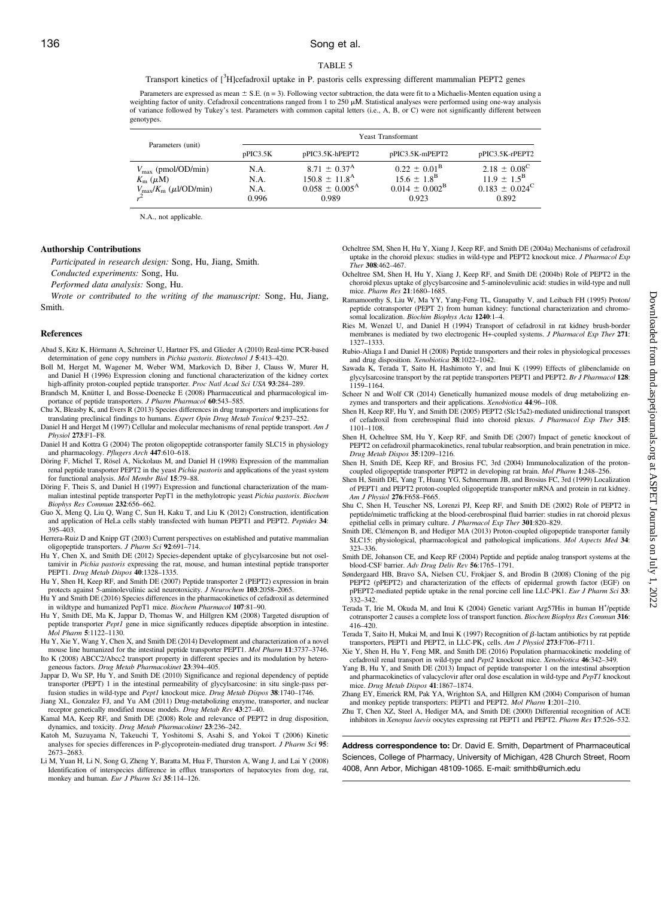TABLE 5

Transport kinetics of [$^3$H]cefadroxil uptake in P. pastoris cells expressing different mammalian PEPT2 genes

Parameters are expressed as mean ± S.E. (n = 3). Following vector subtraction, the data were fit to a Michaelis-Menten equation using a weighting factor of unity. Cefadroxil concentrations ranged from 1 to 250 μM. Statistical analyses were performed using one-way analysis of variance followed by Tukey's test. Parameters with common capital letters (i.e., A, B, or C) were not significantly different between genotypes.

| Parameters (unit) | Yeast Transformant | | | |
|---|---|---|---|---|
| | pPIC3.5K | pPIC3.5K-hPEPT2 | pPIC3.5K-mPEPT2 | pPIC3.5K-rPEPT2 |
| $V_{max}$ (pmol/OD/min) | N.A. | $8.71 \pm 0.37^A$ | $0.22 \pm 0.01^B$ | $2.18 \pm 0.08^C$ |
| $K_m$ (μM) | N.A. | $150.8 \pm 11.8^A$ | $15.6 \pm 1.8^B$ | $11.9 \pm 1.5^B$ |
| $V_{max}/K_m$ (μl/OD/min) | N.A. | $0.058 \pm 0.005^A$ | $0.014 \pm 0.002^B$ | $0.183 \pm 0.024^C$ |
| $r^2$ | 0.996 | 0.989 | 0.923 | 0.892 |

N.A., not applicable.

### Authorship Contributions

*Participated in research design:* Song, Hu, Jiang, Smith.

*Conducted experiments:* Song, Hu.

*Performed data analysis:* Song, Hu.

*Wrote or contributed to the writing of the manuscript:* Song, Hu, Jiang, Smith.

### References

Abad S, Kitz K, Hörmann A, Schreiner U, Hartner FS, and Glieder A (2010) Real-time PCR-based determination of gene copy numbers in *Pichia pastoris*. *Biotechnol J* **5**:413–420.

Boll M, Herget M, Wagener M, Weber WM, Markovich D, Biber J, Clauss W, Murer H, and Daniel H (1996) Expression cloning and functional characterization of the kidney cortex high-affinity proton-coupled peptide transporter. *Proc Natl Acad Sci USA* **93**:284–289.

Brandsch M, Knütter I, and Bosse-Doenecke E (2008) Pharmaceutical and pharmacological importance of peptide transporters. *J Pharm Pharmacol* **60**:543–585.

Chu X, Bleasby K, and Evers R (2013) Species differences in drug transporters and implications for translating preclinical findings to humans. *Expert Opin Drug Metab Toxicol* **9**:237–252.

Daniel H and Herget M (1997) Cellular and molecular mechanisms of renal peptide transport. *Am J Physiol* **273**:F1–F8.

Daniel H and Kottra G (2004) The proton oligopeptide cotransporter family SLC15 in physiology and pharmacology. *Pflugers Arch* **447**:610–618.

Döring F, Michel T, Rösel A, Nickolaus M, and Daniel H (1998) Expression of the mammalian renal peptide transporter PEPT2 in the yeast *Pichia pastoris* and applications of the yeast system for functional analysis. *Mol Membr Biol* **15**:79–88.

Döring F, Theis S, and Daniel H (1997) Expression and functional characterization of the mammalian intestinal peptide transporter PepT1 in the methylotropic yeast *Pichia pastoris*. *Biochem Biophys Res Commun* **232**:656–662.

Guo X, Meng Q, Liu Q, Wang C, Sun H, Kaku T, and Liu K (2012) Construction, identification and application of HeLa cells stably transfected with human PEPT1 and PEPT2. *Peptides* **34**: 395–403.

Herrera-Ruiz D and Knipp GT (2003) Current perspectives on established and putative mammalian oligopeptide transporters. *J Pharm Sci* **92**:691–714.

Hu Y, Chen X, and Smith DE (2012) Species-dependent uptake of glycylsarcosine but not oseltamivir in *Pichia pastoris* expressing the rat, mouse, and human intestinal peptide transporter PEPT1. *Drug Metab Dispos* **40**:1328–1335.

Hu Y, Shen H, Keep RF, and Smith DE (2007) Peptide transporter 2 (PEPT2) expression in brain protects against 5-aminolevulinic acid neurotoxicity. *J Neurochem* **103**:2058–2065.

Hu Y and Smith DE (2016) Species differences in the pharmacokinetics of cefadroxil as determined in wildtype and humanized PepT1 mice. *Biochem Pharmacol* **107**:81–90.

Hu Y, Smith DE, Ma K, Jappar D, Thomas W, and Hillgren KM (2008) Targeted disruption of peptide transporter *Pept1* gene in mice significantly reduces dipeptide absorption in intestine. *Mol Pharm* **5**:1122–1130.

Hu Y, Xie Y, Wang Y, Chen X, and Smith DE (2014) Development and characterization of a novel mouse line humanized for the intestinal peptide transporter PEPT1. *Mol Pharm* **11**:3737–3746.

Ito K (2008) ABCC2/Abcc2 transport property in different species and its modulation by heterogeneous factors. *Drug Metab Pharmacokinet* **23**:394–405.

Jappar D, Wu SP, Hu Y, and Smith DE (2010) Significance and regional dependency of peptide transporter (PEPT) 1 in the intestinal permeability of glycylsarcosine: in situ single-pass perfusion studies in wild-type and *Pept1* knockout mice. *Drug Metab Dispos* **38**:1740–1746.

Jiang XL, Gonzalez FJ, and Yu AM (2011) Drug-metabolizing enzyme, transporter, and nuclear receptor genetically modified mouse models. *Drug Metab Rev* **43**:27–40.

Kamal MA, Keep RF, and Smith DE (2008) Role and relevance of PEPT2 in drug disposition, dynamics, and toxicity. *Drug Metab Pharmacokinet* **23**:236–242.

Katoh M, Suzuyama N, Takeuchi T, Yoshitomi S, Asahi S, and Yokoi T (2006) Kinetic analyses for species differences in P-glycoprotein-mediated drug transport. *J Pharm Sci* **95**: 2673–2683.

Li M, Yuan H, Li N, Song G, Zheng Y, Baratta M, Hua F, Thurston A, Wang J, and Lai Y (2008) Identification of interspecies difference in efflux transporters of hepatocytes from dog, rat, monkey and human. *Eur J Pharm Sci* **35**:114–126.

Ocheltree SM, Shen H, Hu Y, Xiang J, Keep RF, and Smith DE (2004a) Mechanisms of cefadroxil uptake in the choroid plexus: studies in wild-type and PEPT2 knockout mice. *J Pharmacol Exp Ther* **308**:462–467.

Ocheltree SM, Shen H, Hu Y, Xiang J, Keep RF, and Smith DE (2004b) Role of PEPT2 in the choroid plexus uptake of glycylsarcosine and 5-aminolevulinic acid: studies in wild-type and null mice. *Pharm Res* **21**:1680–1685.

Ramamoorthy S, Liu W, Ma YY, Yang-Feng TL, Ganapathy V, and Leibach FH (1995) Proton/peptide cotransporter (PEPT 2) from human kidney: functional characterization and chromosomal localization. *Biochim Biophys Acta* **1240**:1–4.

Ries M, Wenzel U, and Daniel H (1994) Transport of cefadroxil in rat kidney brush-border membranes is mediated by two electrogenic H+-coupled systems. *J Pharmacol Exp Ther* **271**: 1327–1333.

Rubio-Aliaga I and Daniel H (2008) Peptide transporters and their roles in physiological processes and drug disposition. *Xenobiotica* **38**:1022–1042.

Sawada K, Terada T, Saito H, Hashimoto Y, and Inui K (1999) Effects of glibenclamide on glycylsarcosine transport by the rat peptide transporters PEPT1 and PEPT2. *Br J Pharmacol* **128**: 1159–1164.

Scheer N and Wolf CR (2014) Genetically humanized mouse models of drug metabolizing enzymes and transporters and their applications. *Xenobiotica* **44**:96–108.

Shen H, Keep RF, Hu Y, and Smith DE (2005) PEPT2 (Slc15a2)-mediated unidirectional transport of cefadroxil from cerebrospinal fluid into choroid plexus. *J Pharmacol Exp Ther* **315**: 1101–1108.

Shen H, Ocheltree SM, Hu Y, Keep RF, and Smith DE (2007) Impact of genetic knockout of PEPT2 on cefadroxil pharmacokinetics, renal tubular reabsorption, and brain penetration in mice. *Drug Metab Dispos* **35**:1209–1216.

Shen H, Smith DE, Keep RF, and Brosius FC, 3rd (2004) Immunolocalization of the proton-coupled oligopeptide transporter PEPT2 in developing rat brain. *Mol Pharm* **1**:248–256.

Shen H, Smith DE, Yang T, Huang YG, Schnermann JB, and Brosius FC, 3rd (1999) Localization of PEPT1 and PEPT2 proton-coupled oligopeptide transporter mRNA and protein in rat kidney. *Am J Physiol* **276**:F658–F665.

Shu C, Shen H, Teuscher NS, Lorenzi PJ, Keep RF, and Smith DE (2002) Role of PEPT2 in peptide/mimetic trafficking at the blood-cerebrospinal fluid barrier: studies in rat choroid plexus epithelial cells in primary culture. *J Pharmacol Exp Ther* **301**:820–829.

Smith DE, Clémençon B, and Hediger MA (2013) Proton-coupled oligopeptide transporter family SLC15: physiological, pharmacological and pathological implications. *Mol Aspects Med* **34**: 323–336.

Smith DE, Johanson CE, and Keep RF (2004) Peptide and peptide analog transport systems at the blood-CSF barrier. *Adv Drug Deliv Rev* **56**:1765–1791.

Søndergaard HB, Bravo SA, Nielsen CU, Frokjaer S, and Brodin B (2008) Cloning of the pig PEPT2 (pPEPT2) and characterization of the effects of epidermal growth factor (EGF) on pPEPT2-mediated peptide uptake in the renal porcine cell line LLC-PK1. *Eur J Pharm Sci* **33**: 332–342.

Terada T, Irie M, Okuda M, and Inui K (2004) Genetic variant Arg57His in human H$^+$/peptide cotransporter 2 causes a complete loss of transport function. *Biochem Biophys Res Commun* **316**: 416–420.

Terada T, Saito H, Mukai M, and Inui K (1997) Recognition of β-lactam antibiotics by rat peptide transporters, PEPT1 and PEPT2, in LLC-PK$_1$ cells. *Am J Physiol* **273**:F706–F711.

Xie Y, Shen H, Hu Y, Feng MR, and Smith DE (2016) Population pharmacokinetic modeling of cefadroxil renal transport in wild-type and *Pept2* knockout mice. *Xenobiotica* **46**:342–349.

Yang B, Hu Y, and Smith DE (2013) Impact of peptide transporter 1 on the intestinal absorption and pharmacokinetics of valacyclovir after oral dose escalation in wild-type and *PepT1* knockout mice. *Drug Metab Dispos* **41**:1867–1874.

Zhang EY, Emerick RM, Pak YA, Wrighton SA, and Hillgren KM (2004) Comparison of human and monkey peptide transporters: PEPT1 and PEPT2. *Mol Pharm* **1**:201–210.

Zhu T, Chen XZ, Steel A, Hediger MA, and Smith DE (2000) Differential recognition of ACE inhibitors in *Xenopus laevis* oocytes expressing rat PEPT1 and PEPT2. *Pharm Res* **17**:526–532.

**Address correspondence to:** Dr. David E. Smith, Department of Pharmaceutical Sciences, College of Pharmacy, University of Michigan, 428 Church Street, Room 4008, Ann Arbor, Michigan 48109-1065. E-mail: smithb@umich.edu